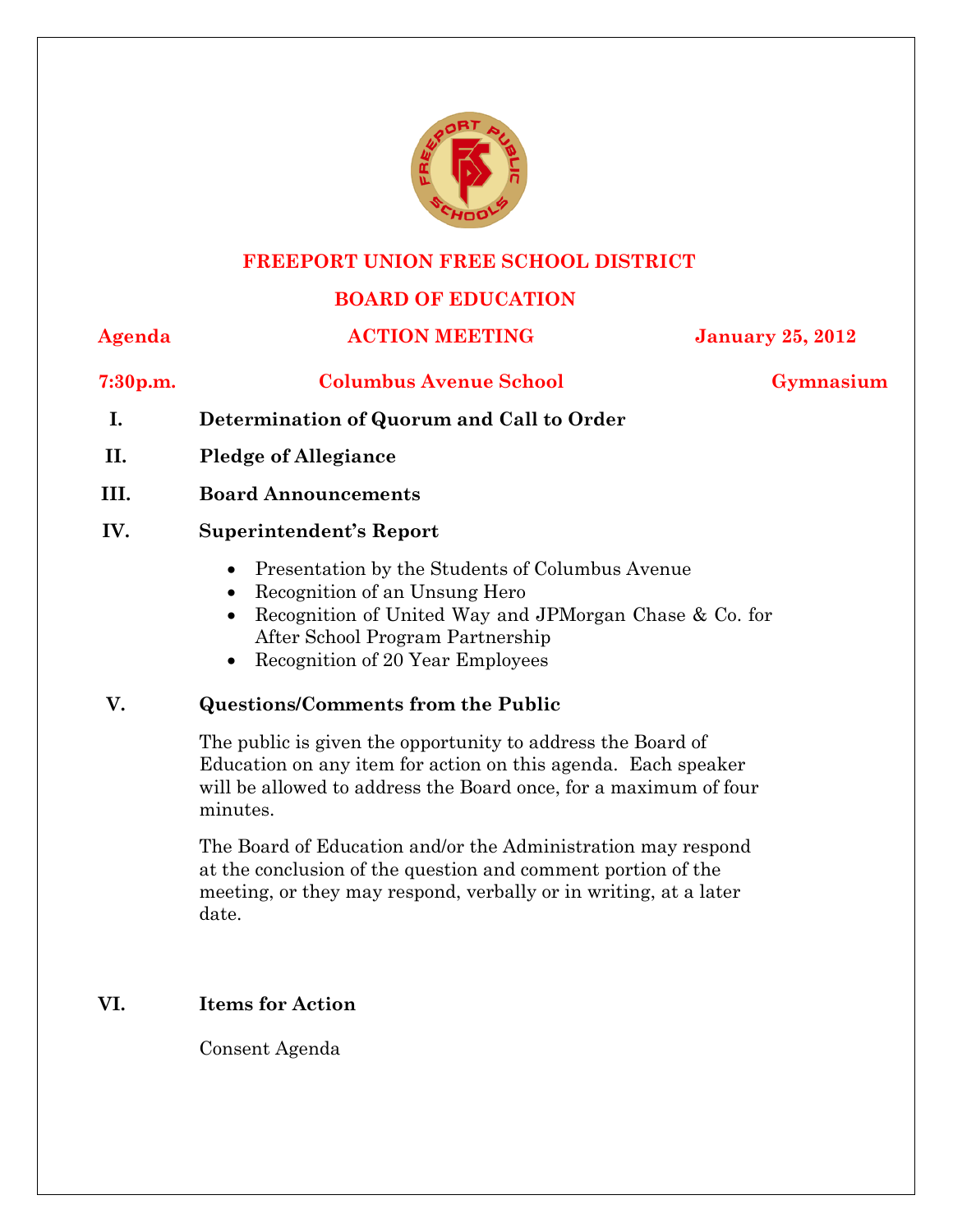# FREEPORT UNION FREE SCHOOL DISTRICT

## BOARD OF EDUCATION

**Agenda** **ACTION MEETING** **January 25, 2012**

**7:30p.m.** **Columbus Avenue School** **Gymnasium**

**I. Determination of Quorum and Call to Order**

**II. Pledge of Allegiance**

**III. Board Announcements**

**IV. Superintendent's Report**

- Presentation by the Students of Columbus Avenue
- Recognition of an Unsung Hero
- Recognition of United Way and JPMorgan Chase & Co. for After School Program Partnership
- Recognition of 20 Year Employees

**V. Questions/Comments from the Public**

The public is given the opportunity to address the Board of Education on any item for action on this agenda. Each speaker will be allowed to address the Board once, for a maximum of four minutes.

The Board of Education and/or the Administration may respond at the conclusion of the question and comment portion of the meeting, or they may respond, verbally or in writing, at a later date.

**VI. Items for Action**

Consent Agenda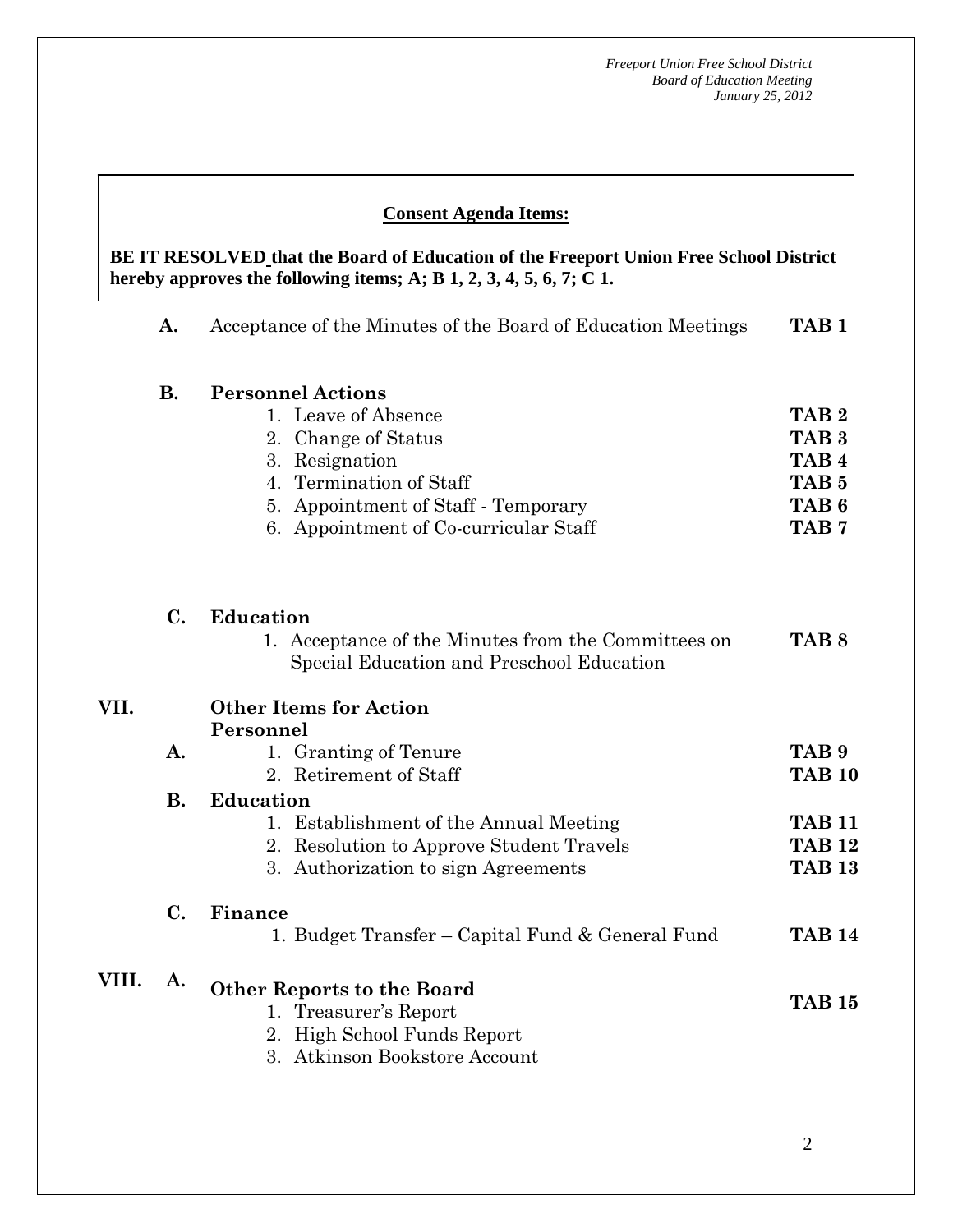## Consent Agenda Items:

**BE IT RESOLVED that the Board of Education of the Freeport Union Free School District hereby approves the following items; A; B 1, 2, 3, 4, 5, 6, 7; C 1.**

**A.** Acceptance of the Minutes of the Board of Education Meetings **TAB 1**

**B. Personnel Actions**

1. Leave of Absence **TAB 2**
2. Change of Status **TAB 3**
3. Resignation **TAB 4**
4. Termination of Staff **TAB 5**
5. Appointment of Staff - Temporary **TAB 6**
6. Appointment of Co-curricular Staff **TAB 7**

**C. Education**

1. Acceptance of the Minutes from the Committees on Special Education and Preschool Education **TAB 8**

**VII. Other Items for Action**

**Personnel**

**A.**

1. Granting of Tenure **TAB 9**
2. Retirement of Staff **TAB 10**

**B. Education**

1. Establishment of the Annual Meeting **TAB 11**
2. Resolution to Approve Student Travels **TAB 12**
3. Authorization to sign Agreements **TAB 13**

**C. Finance**

1. Budget Transfer – Capital Fund & General Fund **TAB 14**

**VIII. A. Other Reports to the Board** **TAB 15**

1. Treasurer's Report
2. High School Funds Report
3. Atkinson Bookstore Account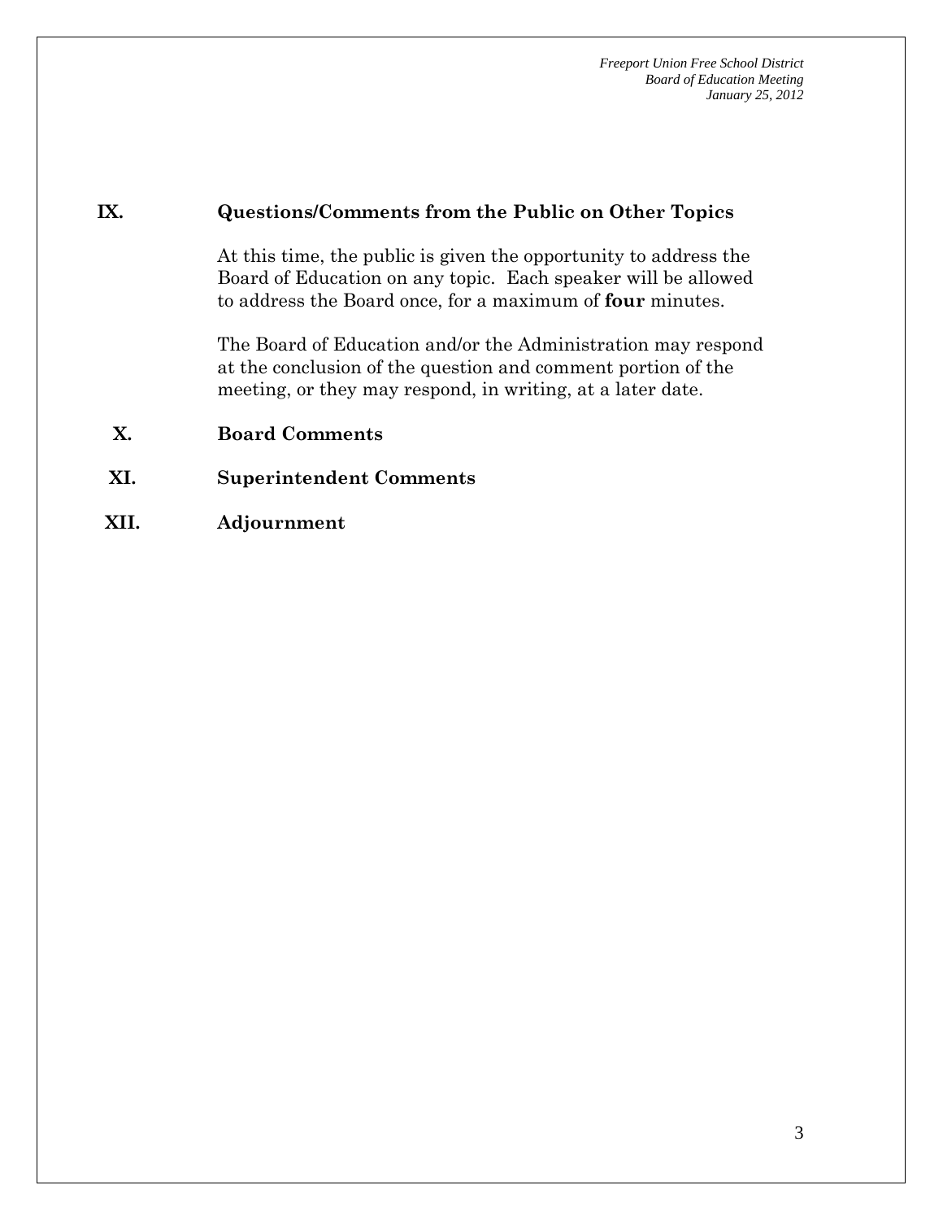## IX. Questions/Comments from the Public on Other Topics

At this time, the public is given the opportunity to address the Board of Education on any topic. Each speaker will be allowed to address the Board once, for a maximum of **four** minutes.

The Board of Education and/or the Administration may respond at the conclusion of the question and comment portion of the meeting, or they may respond, in writing, at a later date.

## X. Board Comments

## XI. Superintendent Comments

## XII. Adjournment